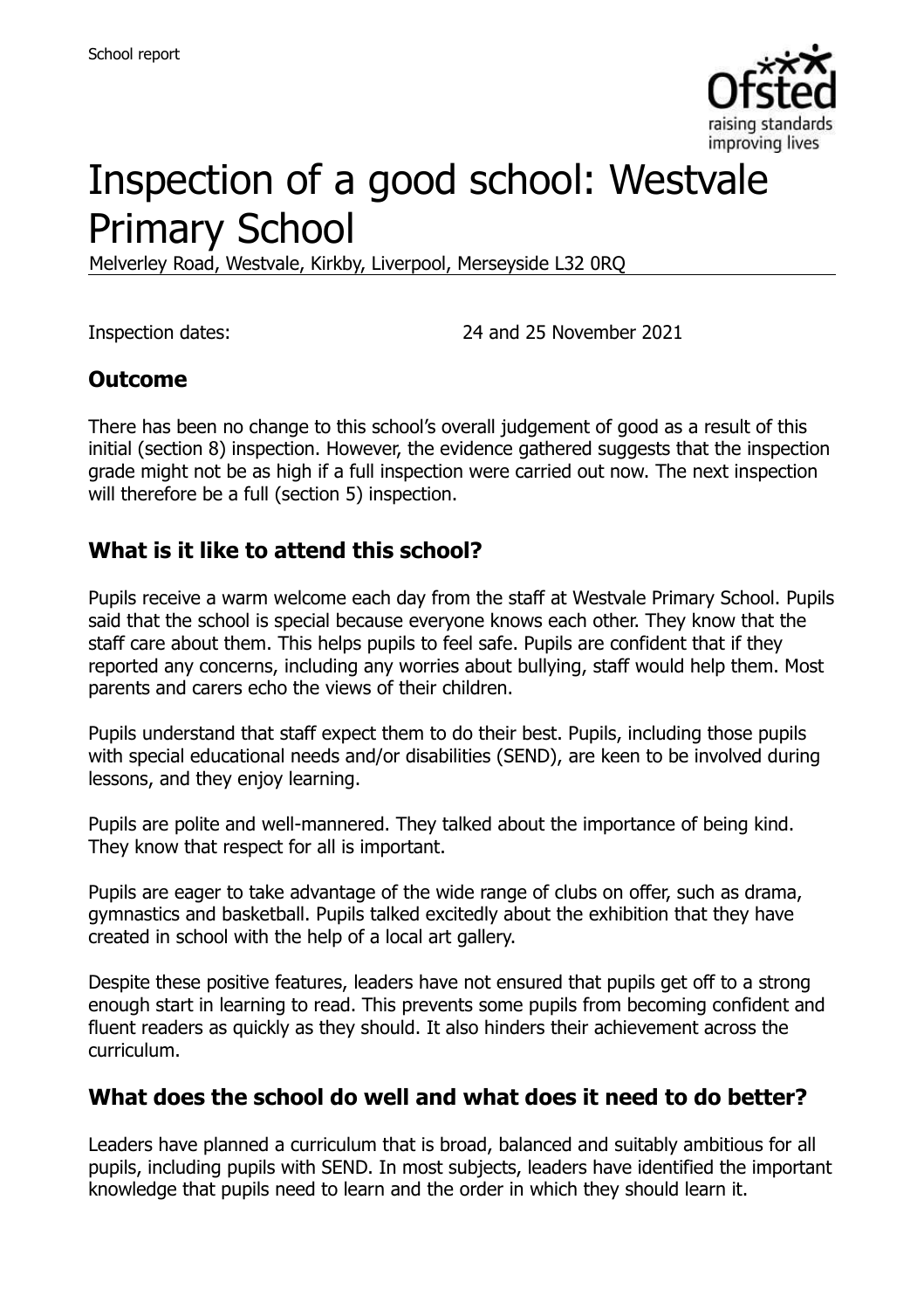# Inspection of a good school: Westvale Primary School

Melverley Road, Westvale, Kirkby, Liverpool, Merseyside L32 0RQ

Inspection dates: 24 and 25 November 2021

## Outcome

There has been no change to this school's overall judgement of good as a result of this initial (section 8) inspection. However, the evidence gathered suggests that the inspection grade might not be as high if a full inspection were carried out now. The next inspection will therefore be a full (section 5) inspection.

## What is it like to attend this school?

Pupils receive a warm welcome each day from the staff at Westvale Primary School. Pupils said that the school is special because everyone knows each other. They know that the staff care about them. This helps pupils to feel safe. Pupils are confident that if they reported any concerns, including any worries about bullying, staff would help them. Most parents and carers echo the views of their children.

Pupils understand that staff expect them to do their best. Pupils, including those pupils with special educational needs and/or disabilities (SEND), are keen to be involved during lessons, and they enjoy learning.

Pupils are polite and well-mannered. They talked about the importance of being kind. They know that respect for all is important.

Pupils are eager to take advantage of the wide range of clubs on offer, such as drama, gymnastics and basketball. Pupils talked excitedly about the exhibition that they have created in school with the help of a local art gallery.

Despite these positive features, leaders have not ensured that pupils get off to a strong enough start in learning to read. This prevents some pupils from becoming confident and fluent readers as quickly as they should. It also hinders their achievement across the curriculum.

## What does the school do well and what does it need to do better?

Leaders have planned a curriculum that is broad, balanced and suitably ambitious for all pupils, including pupils with SEND. In most subjects, leaders have identified the important knowledge that pupils need to learn and the order in which they should learn it.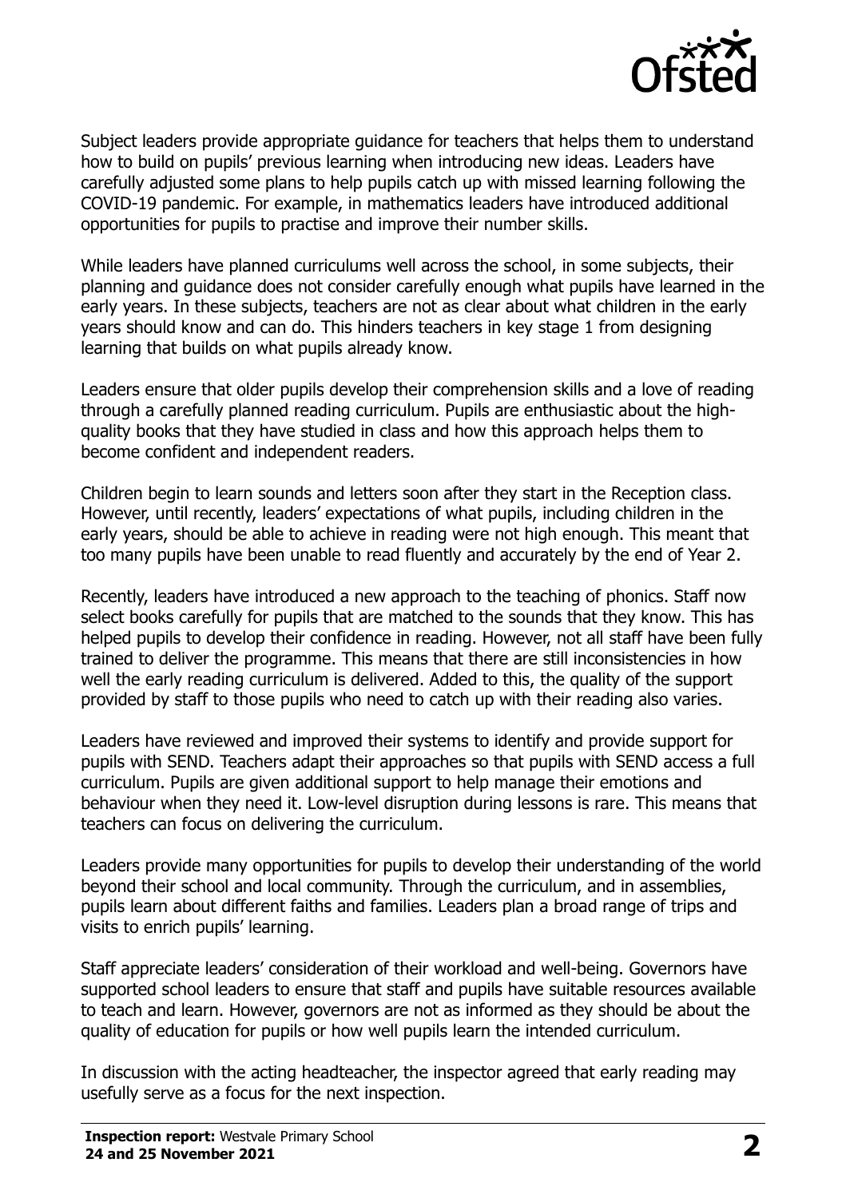Subject leaders provide appropriate guidance for teachers that helps them to understand how to build on pupils' previous learning when introducing new ideas. Leaders have carefully adjusted some plans to help pupils catch up with missed learning following the COVID-19 pandemic. For example, in mathematics leaders have introduced additional opportunities for pupils to practise and improve their number skills.

While leaders have planned curriculums well across the school, in some subjects, their planning and guidance does not consider carefully enough what pupils have learned in the early years. In these subjects, teachers are not as clear about what children in the early years should know and can do. This hinders teachers in key stage 1 from designing learning that builds on what pupils already know.

Leaders ensure that older pupils develop their comprehension skills and a love of reading through a carefully planned reading curriculum. Pupils are enthusiastic about the high-quality books that they have studied in class and how this approach helps them to become confident and independent readers.

Children begin to learn sounds and letters soon after they start in the Reception class. However, until recently, leaders' expectations of what pupils, including children in the early years, should be able to achieve in reading were not high enough. This meant that too many pupils have been unable to read fluently and accurately by the end of Year 2.

Recently, leaders have introduced a new approach to the teaching of phonics. Staff now select books carefully for pupils that are matched to the sounds that they know. This has helped pupils to develop their confidence in reading. However, not all staff have been fully trained to deliver the programme. This means that there are still inconsistencies in how well the early reading curriculum is delivered. Added to this, the quality of the support provided by staff to those pupils who need to catch up with their reading also varies.

Leaders have reviewed and improved their systems to identify and provide support for pupils with SEND. Teachers adapt their approaches so that pupils with SEND access a full curriculum. Pupils are given additional support to help manage their emotions and behaviour when they need it. Low-level disruption during lessons is rare. This means that teachers can focus on delivering the curriculum.

Leaders provide many opportunities for pupils to develop their understanding of the world beyond their school and local community. Through the curriculum, and in assemblies, pupils learn about different faiths and families. Leaders plan a broad range of trips and visits to enrich pupils' learning.

Staff appreciate leaders' consideration of their workload and well-being. Governors have supported school leaders to ensure that staff and pupils have suitable resources available to teach and learn. However, governors are not as informed as they should be about the quality of education for pupils or how well pupils learn the intended curriculum.

In discussion with the acting headteacher, the inspector agreed that early reading may usefully serve as a focus for the next inspection.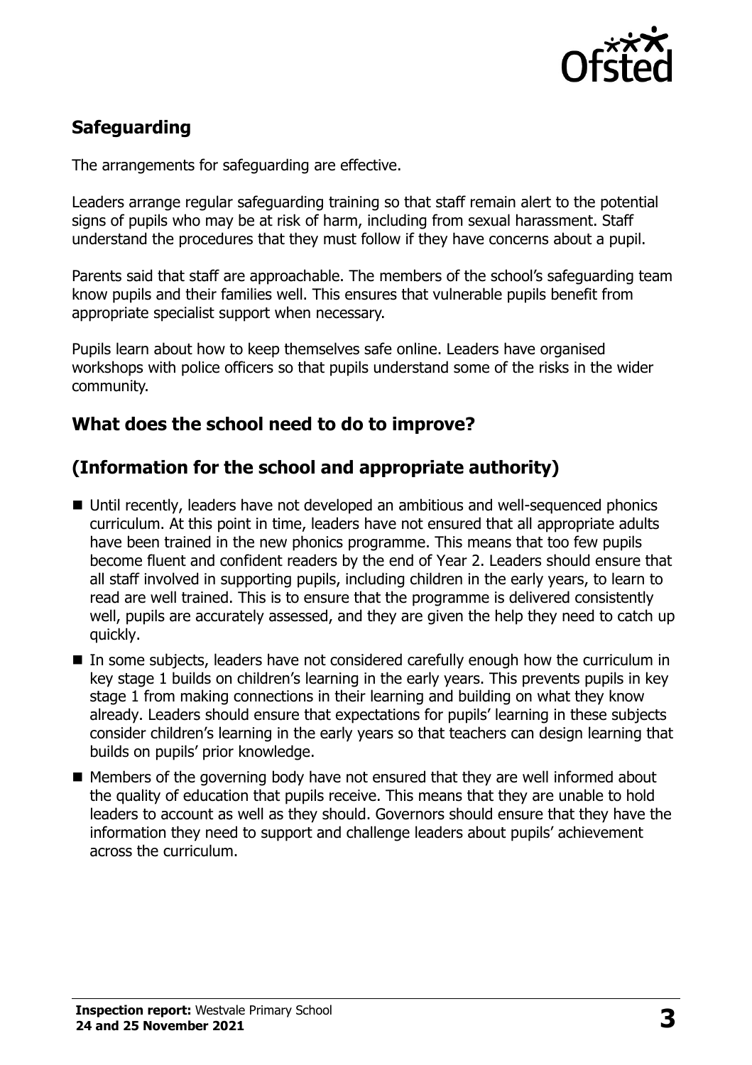## Safeguarding

The arrangements for safeguarding are effective.

Leaders arrange regular safeguarding training so that staff remain alert to the potential signs of pupils who may be at risk of harm, including from sexual harassment. Staff understand the procedures that they must follow if they have concerns about a pupil.

Parents said that staff are approachable. The members of the school's safeguarding team know pupils and their families well. This ensures that vulnerable pupils benefit from appropriate specialist support when necessary.

Pupils learn about how to keep themselves safe online. Leaders have organised workshops with police officers so that pupils understand some of the risks in the wider community.

## What does the school need to do to improve?

## (Information for the school and appropriate authority)

- Until recently, leaders have not developed an ambitious and well-sequenced phonics curriculum. At this point in time, leaders have not ensured that all appropriate adults have been trained in the new phonics programme. This means that too few pupils become fluent and confident readers by the end of Year 2. Leaders should ensure that all staff involved in supporting pupils, including children in the early years, to learn to read are well trained. This is to ensure that the programme is delivered consistently well, pupils are accurately assessed, and they are given the help they need to catch up quickly.
- In some subjects, leaders have not considered carefully enough how the curriculum in key stage 1 builds on children's learning in the early years. This prevents pupils in key stage 1 from making connections in their learning and building on what they know already. Leaders should ensure that expectations for pupils' learning in these subjects consider children's learning in the early years so that teachers can design learning that builds on pupils' prior knowledge.
- Members of the governing body have not ensured that they are well informed about the quality of education that pupils receive. This means that they are unable to hold leaders to account as well as they should. Governors should ensure that they have the information they need to support and challenge leaders about pupils' achievement across the curriculum.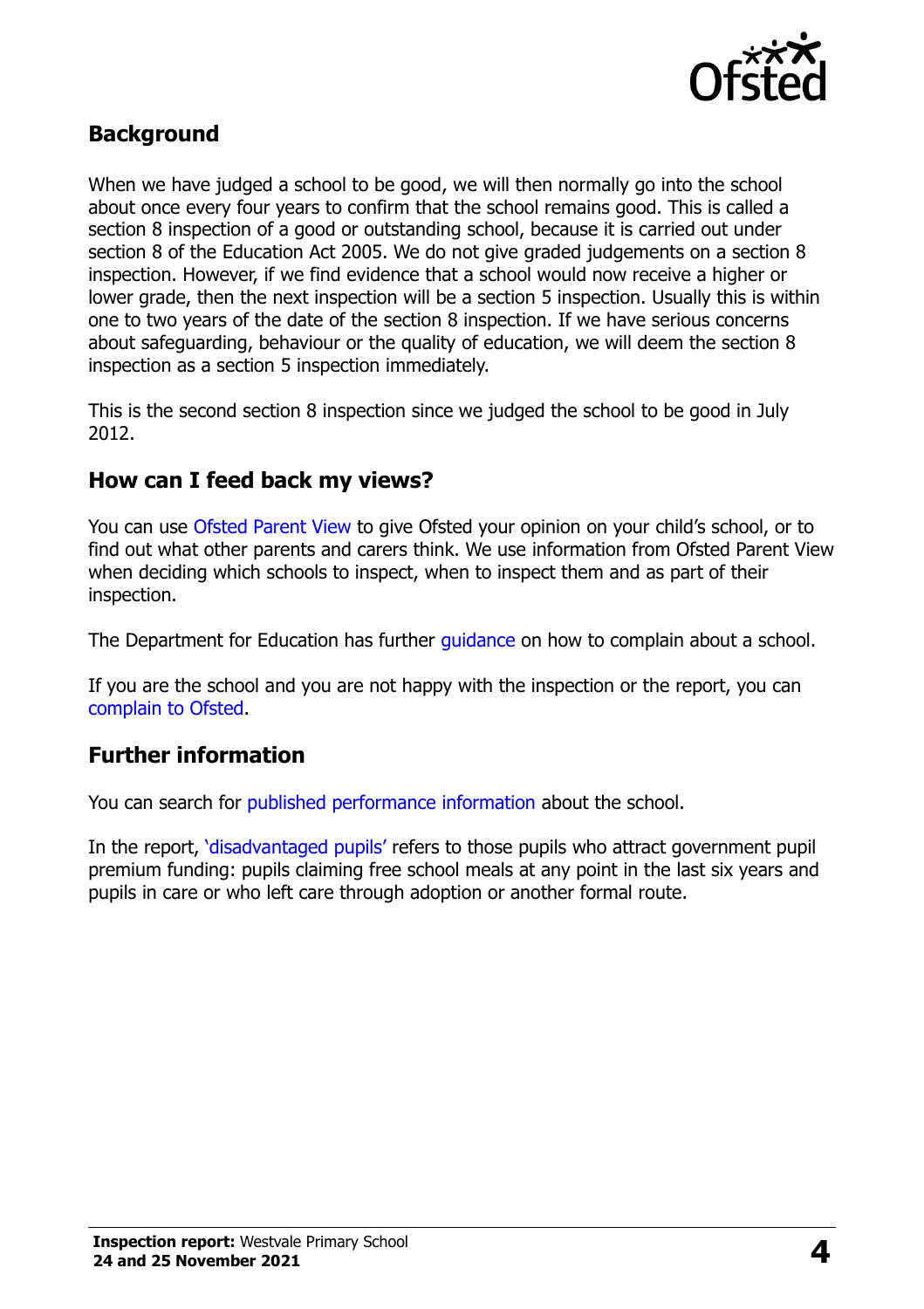## Background

When we have judged a school to be good, we will then normally go into the school about once every four years to confirm that the school remains good. This is called a section 8 inspection of a good or outstanding school, because it is carried out under section 8 of the Education Act 2005. We do not give graded judgements on a section 8 inspection. However, if we find evidence that a school would now receive a higher or lower grade, then the next inspection will be a section 5 inspection. Usually this is within one to two years of the date of the section 8 inspection. If we have serious concerns about safeguarding, behaviour or the quality of education, we will deem the section 8 inspection as a section 5 inspection immediately.

This is the second section 8 inspection since we judged the school to be good in July 2012.

## How can I feed back my views?

You can use Ofsted Parent View to give Ofsted your opinion on your child's school, or to find out what other parents and carers think. We use information from Ofsted Parent View when deciding which schools to inspect, when to inspect them and as part of their inspection.

The Department for Education has further guidance on how to complain about a school.

If you are the school and you are not happy with the inspection or the report, you can complain to Ofsted.

## Further information

You can search for published performance information about the school.

In the report, 'disadvantaged pupils' refers to those pupils who attract government pupil premium funding: pupils claiming free school meals at any point in the last six years and pupils in care or who left care through adoption or another formal route.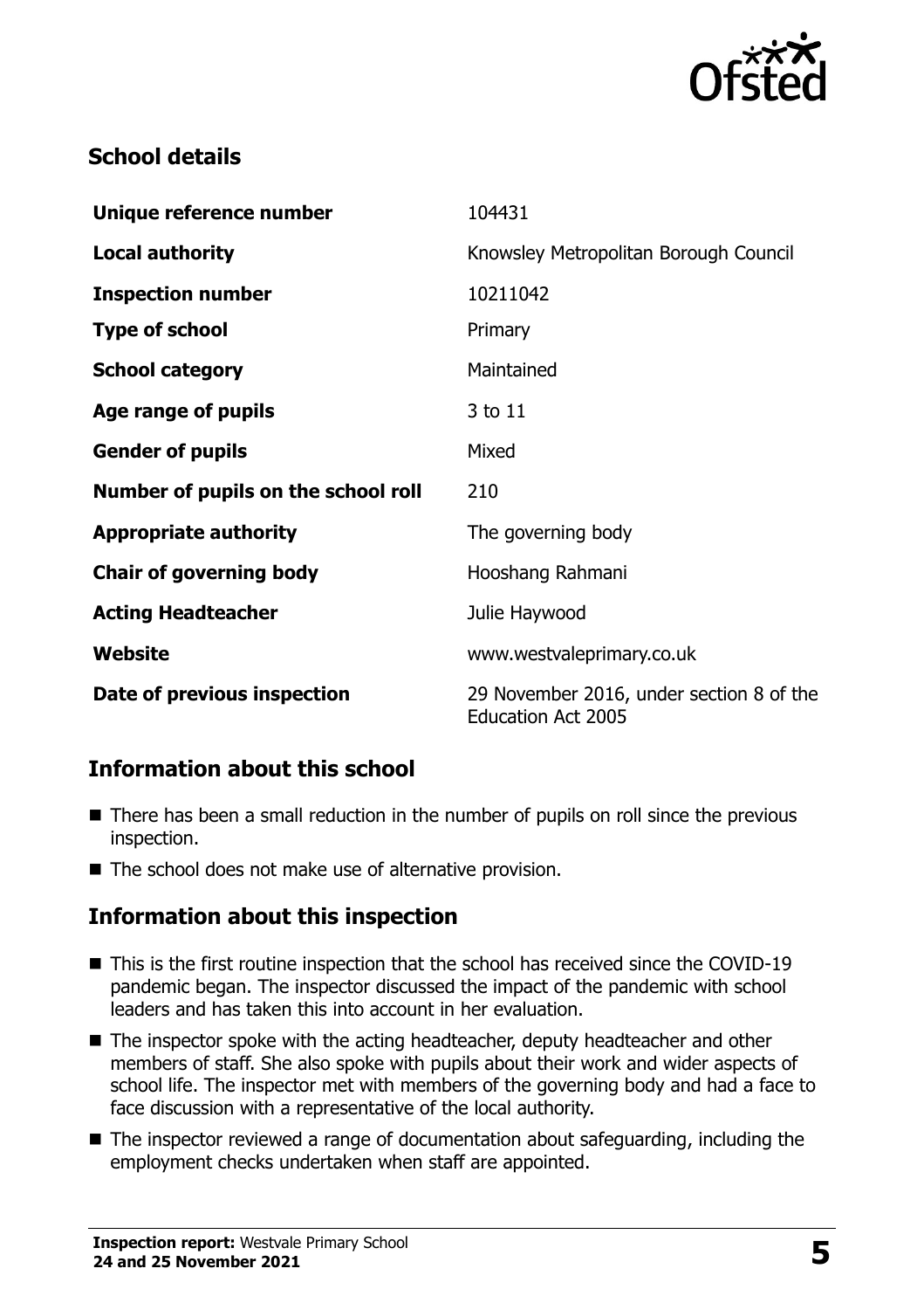## School details

| | |
|---|---|
| **Unique reference number** | 104431 |
| **Local authority** | Knowsley Metropolitan Borough Council |
| **Inspection number** | 10211042 |
| **Type of school** | Primary |
| **School category** | Maintained |
| **Age range of pupils** | 3 to 11 |
| **Gender of pupils** | Mixed |
| **Number of pupils on the school roll** | 210 |
| **Appropriate authority** | The governing body |
| **Chair of governing body** | Hooshang Rahmani |
| **Acting Headteacher** | Julie Haywood |
| **Website** | www.westvaleprimary.co.uk |
| **Date of previous inspection** | 29 November 2016, under section 8 of the Education Act 2005 |

## Information about this school

- There has been a small reduction in the number of pupils on roll since the previous inspection.
- The school does not make use of alternative provision.

## Information about this inspection

- This is the first routine inspection that the school has received since the COVID-19 pandemic began. The inspector discussed the impact of the pandemic with school leaders and has taken this into account in her evaluation.
- The inspector spoke with the acting headteacher, deputy headteacher and other members of staff. She also spoke with pupils about their work and wider aspects of school life. The inspector met with members of the governing body and had a face to face discussion with a representative of the local authority.
- The inspector reviewed a range of documentation about safeguarding, including the employment checks undertaken when staff are appointed.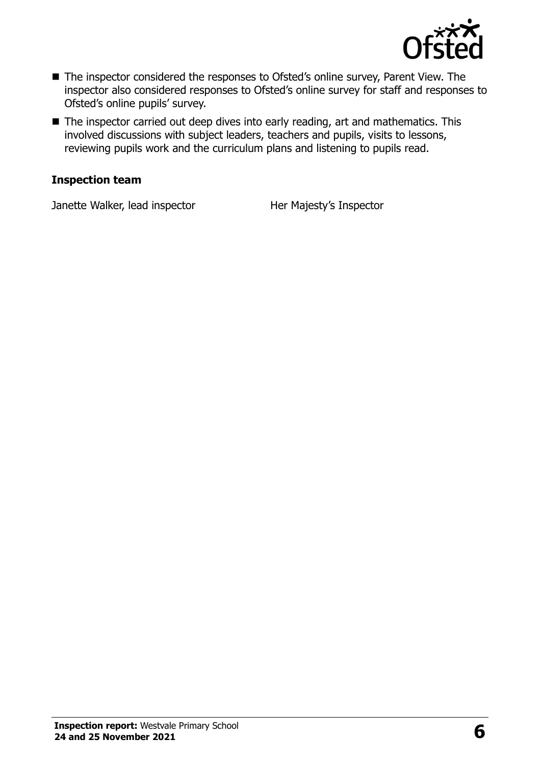- The inspector considered the responses to Ofsted's online survey, Parent View. The inspector also considered responses to Ofsted's online survey for staff and responses to Ofsted's online pupils' survey.
- The inspector carried out deep dives into early reading, art and mathematics. This involved discussions with subject leaders, teachers and pupils, visits to lessons, reviewing pupils work and the curriculum plans and listening to pupils read.

### Inspection team

| | |
|---|---|
| Janette Walker, lead inspector | Her Majesty's Inspector |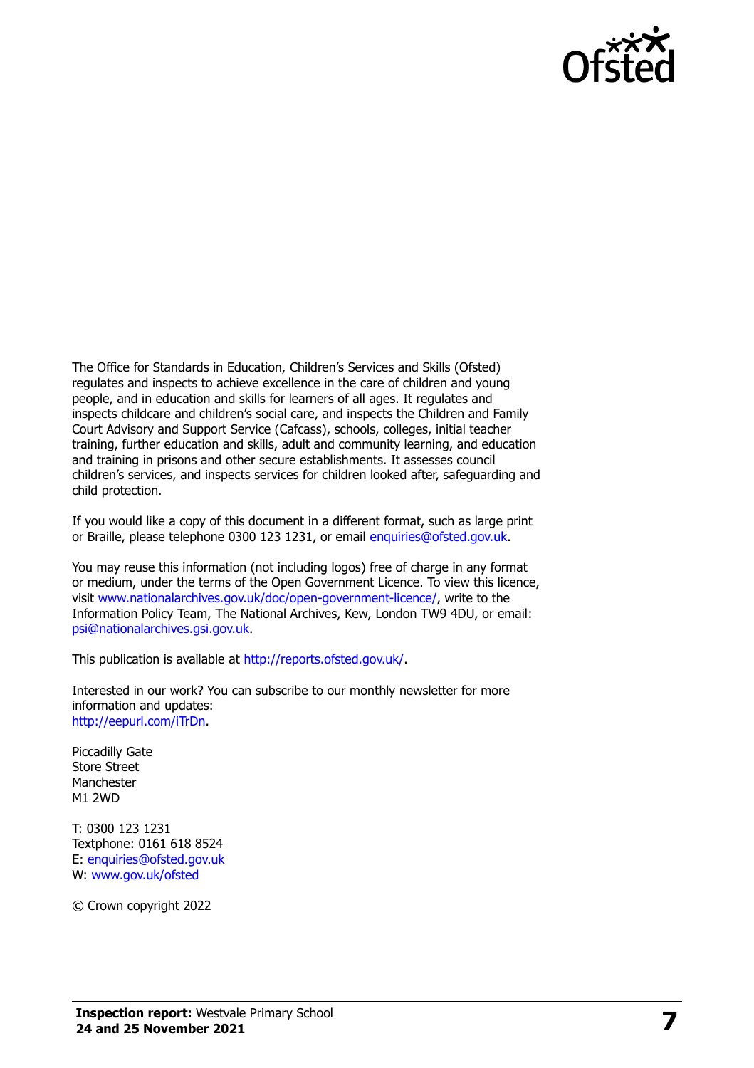The Office for Standards in Education, Children's Services and Skills (Ofsted) regulates and inspects to achieve excellence in the care of children and young people, and in education and skills for learners of all ages. It regulates and inspects childcare and children's social care, and inspects the Children and Family Court Advisory and Support Service (Cafcass), schools, colleges, initial teacher training, further education and skills, adult and community learning, and education and training in prisons and other secure establishments. It assesses council children's services, and inspects services for children looked after, safeguarding and child protection.

If you would like a copy of this document in a different format, such as large print or Braille, please telephone 0300 123 1231, or email enquiries@ofsted.gov.uk.

You may reuse this information (not including logos) free of charge in any format or medium, under the terms of the Open Government Licence. To view this licence, visit www.nationalarchives.gov.uk/doc/open-government-licence/, write to the Information Policy Team, The National Archives, Kew, London TW9 4DU, or email: psi@nationalarchives.gsi.gov.uk.

This publication is available at http://reports.ofsted.gov.uk/.

Interested in our work? You can subscribe to our monthly newsletter for more information and updates:
http://eepurl.com/iTrDn.

Piccadilly Gate
Store Street
Manchester
M1 2WD

T: 0300 123 1231
Textphone: 0161 618 8524
E: enquiries@ofsted.gov.uk
W: www.gov.uk/ofsted

© Crown copyright 2022